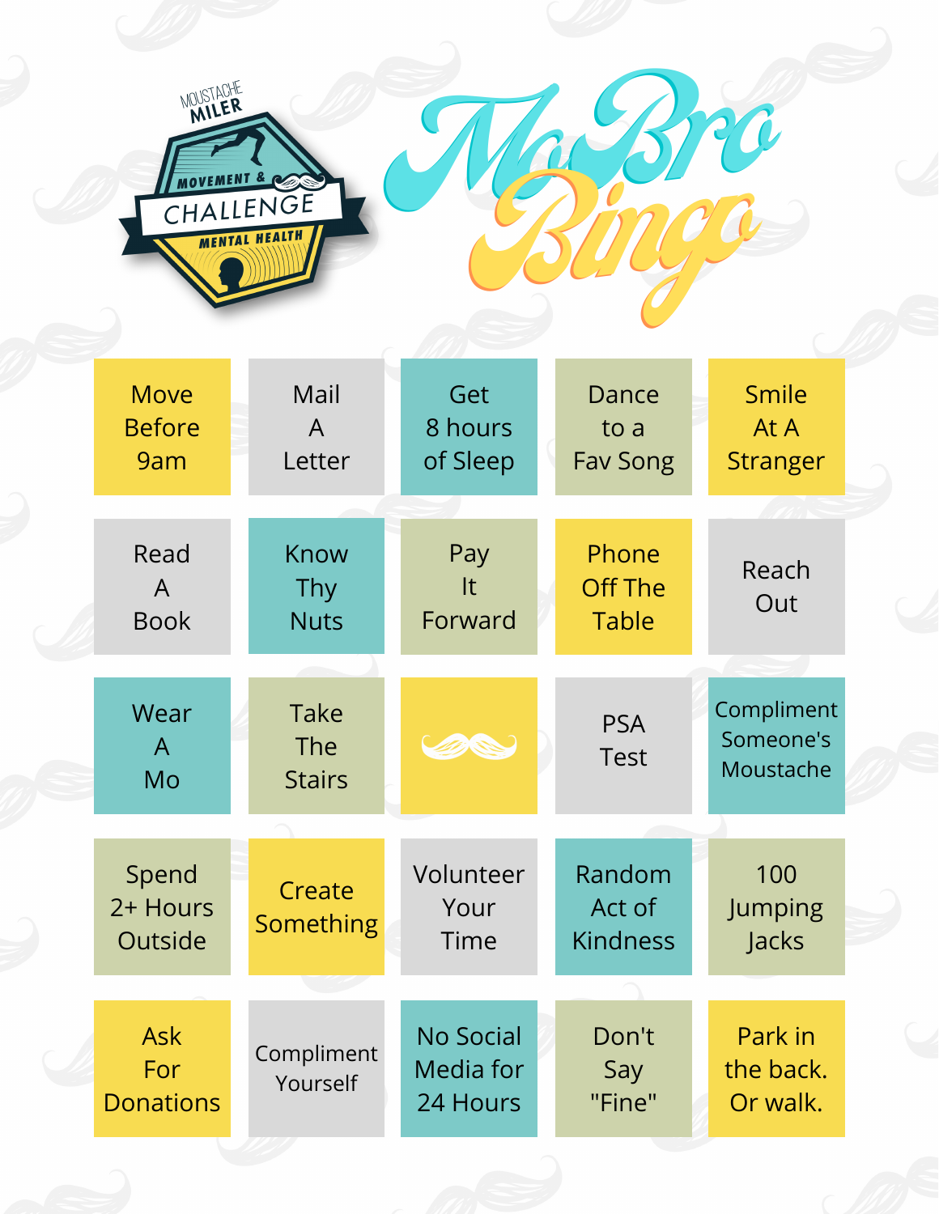MOUSTACHE MILER

MOVEMENT & CHALLENGE MENTAL HEALTH

# MoBro Bingo

| | | | | |
|---|---|---|---|---|
| Move Before 9am | Mail A Letter | Get 8 hours of Sleep | Dance to a Fav Song | Smile At A Stranger |
| Read A Book | Know Thy Nuts | Pay It Forward | Phone Off The Table | Reach Out |
| Wear A Mo | Take The Stairs | | PSA Test | Compliment Someone's Moustache |
| Spend 2+ Hours Outside | Create Something | Volunteer Your Time | Random Act of Kindness | 100 Jumping Jacks |
| Ask For Donations | Compliment Yourself | No Social Media for 24 Hours | Don't Say "Fine" | Park in the back. Or walk. |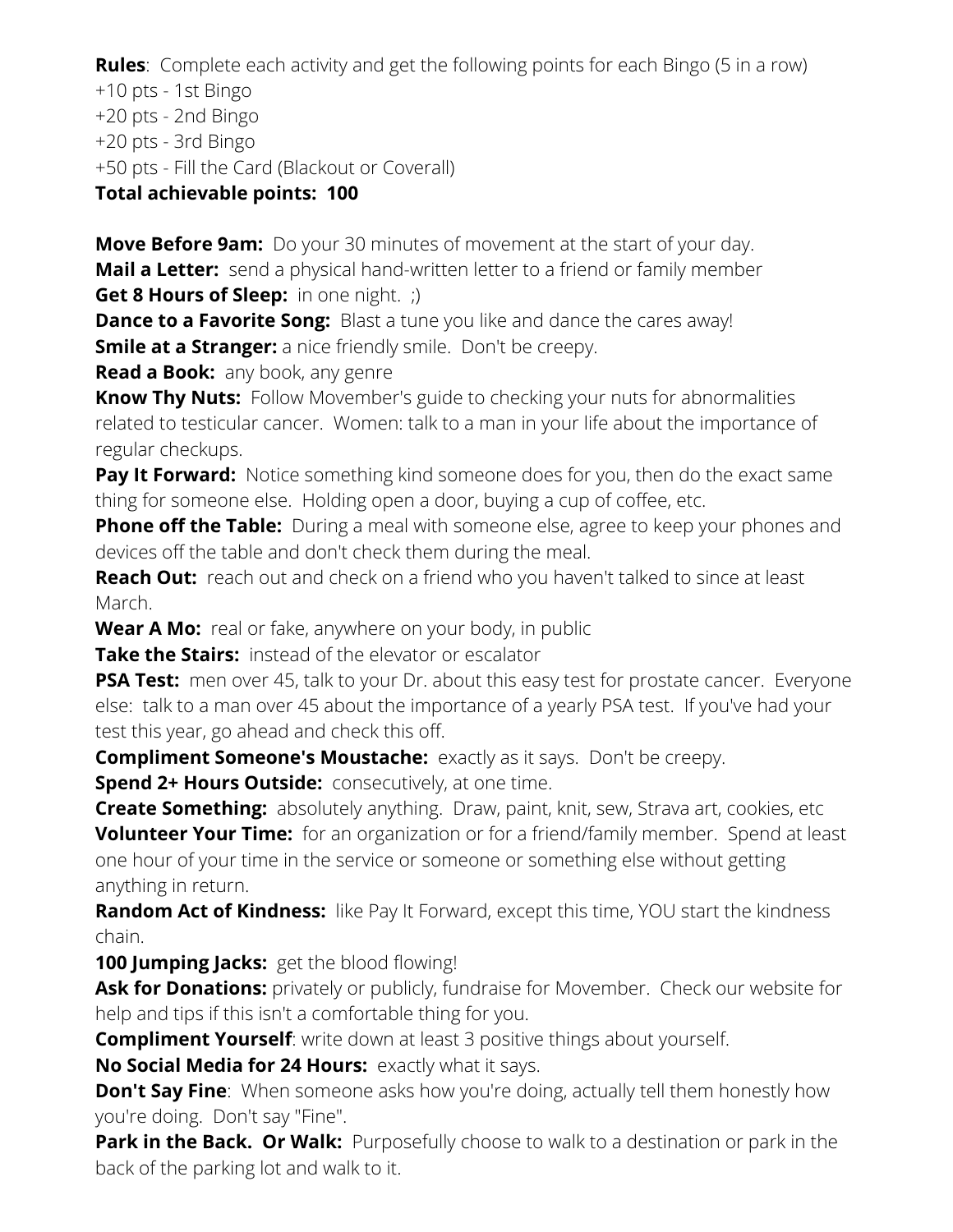**Rules**: Complete each activity and get the following points for each Bingo (5 in a row)
+10 pts - 1st Bingo
+20 pts - 2nd Bingo
+20 pts - 3rd Bingo
+50 pts - Fill the Card (Blackout or Coverall)
**Total achievable points: 100**

**Move Before 9am:** Do your 30 minutes of movement at the start of your day.
**Mail a Letter:** send a physical hand-written letter to a friend or family member
**Get 8 Hours of Sleep:** in one night. ;)
**Dance to a Favorite Song:** Blast a tune you like and dance the cares away!
**Smile at a Stranger:** a nice friendly smile. Don't be creepy.
**Read a Book:** any book, any genre
**Know Thy Nuts:** Follow Movember's guide to checking your nuts for abnormalities related to testicular cancer. Women: talk to a man in your life about the importance of regular checkups.
**Pay It Forward:** Notice something kind someone does for you, then do the exact same thing for someone else. Holding open a door, buying a cup of coffee, etc.
**Phone off the Table:** During a meal with someone else, agree to keep your phones and devices off the table and don't check them during the meal.
**Reach Out:** reach out and check on a friend who you haven't talked to since at least March.
**Wear A Mo:** real or fake, anywhere on your body, in public
**Take the Stairs:** instead of the elevator or escalator
**PSA Test:** men over 45, talk to your Dr. about this easy test for prostate cancer. Everyone else: talk to a man over 45 about the importance of a yearly PSA test. If you've had your test this year, go ahead and check this off.
**Compliment Someone's Moustache:** exactly as it says. Don't be creepy.
**Spend 2+ Hours Outside:** consecutively, at one time.
**Create Something:** absolutely anything. Draw, paint, knit, sew, Strava art, cookies, etc
**Volunteer Your Time:** for an organization or for a friend/family member. Spend at least one hour of your time in the service or someone or something else without getting anything in return.
**Random Act of Kindness:** like Pay It Forward, except this time, YOU start the kindness chain.
**100 Jumping Jacks:** get the blood flowing!
**Ask for Donations:** privately or publicly, fundraise for Movember. Check our website for help and tips if this isn't a comfortable thing for you.
**Compliment Yourself**: write down at least 3 positive things about yourself.
**No Social Media for 24 Hours:** exactly what it says.
**Don't Say Fine**: When someone asks how you're doing, actually tell them honestly how you're doing. Don't say "Fine".
**Park in the Back. Or Walk:** Purposefully choose to walk to a destination or park in the back of the parking lot and walk to it.